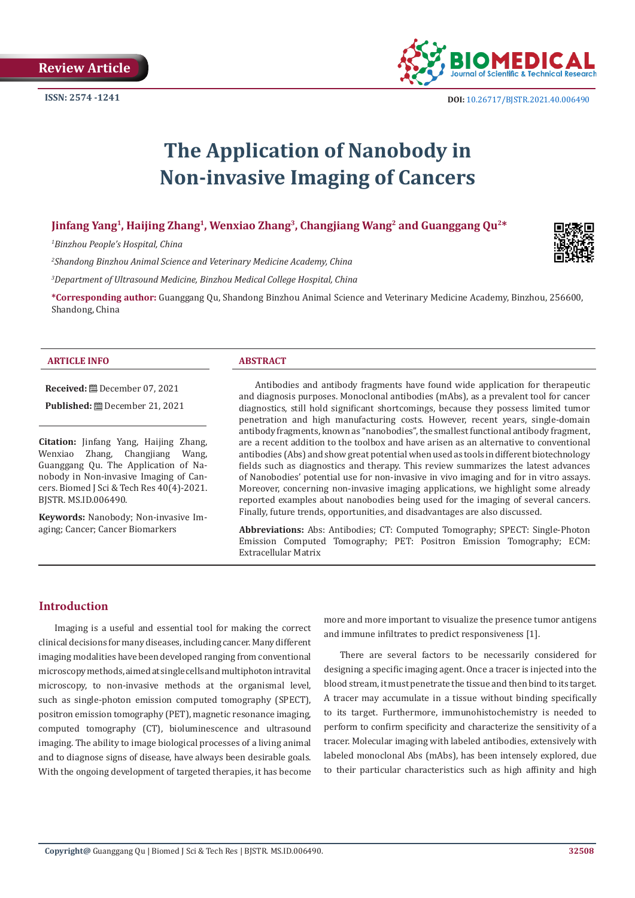Review Article

ISSN: 2574 -1241

DOI: 10.26717/BJSTR.2021.40.006490

# The Application of Nanobody in Non-invasive Imaging of Cancers

**Jinfang Yang[1], Haijing Zhang[1], Wenxiao Zhang[3], Changjiang Wang[2] and Guanggang Qu[2]\***

*[1]Binzhou People's Hospital, China*

*[2]Shandong Binzhou Animal Science and Veterinary Medicine Academy, China*

*[3]Department of Ultrasound Medicine, Binzhou Medical College Hospital, China*

**\*Corresponding author:** Guanggang Qu, Shandong Binzhou Animal Science and Veterinary Medicine Academy, Binzhou, 256600, Shandong, China

## ARTICLE INFO

**Received:** December 07, 2021

**Published:** December 21, 2021

**Citation:** Jinfang Yang, Haijing Zhang, Wenxiao Zhang, Changjiang Wang, Guanggang Qu. The Application of Nanobody in Non-invasive Imaging of Cancers. Biomed J Sci & Tech Res 40(4)-2021. BJSTR. MS.ID.006490.

**Keywords:** Nanobody; Non-invasive Imaging; Cancer; Cancer Biomarkers

## ABSTRACT

Antibodies and antibody fragments have found wide application for therapeutic and diagnosis purposes. Monoclonal antibodies (mAbs), as a prevalent tool for cancer diagnostics, still hold significant shortcomings, because they possess limited tumor penetration and high manufacturing costs. However, recent years, single-domain antibody fragments, known as "nanobodies", the smallest functional antibody fragment, are a recent addition to the toolbox and have arisen as an alternative to conventional antibodies (Abs) and show great potential when used as tools in different biotechnology fields such as diagnostics and therapy. This review summarizes the latest advances of Nanobodies' potential use for non-invasive in vivo imaging and for in vitro assays. Moreover, concerning non-invasive imaging applications, we highlight some already reported examples about nanobodies being used for the imaging of several cancers. Finally, future trends, opportunities, and disadvantages are also discussed.

**Abbreviations:** Abs: Antibodies; CT: Computed Tomography; SPECT: Single-Photon Emission Computed Tomography; PET: Positron Emission Tomography; ECM: Extracellular Matrix

## Introduction

Imaging is a useful and essential tool for making the correct clinical decisions for many diseases, including cancer. Many different imaging modalities have been developed ranging from conventional microscopy methods, aimed at single cells and multiphoton intravital microscopy, to non-invasive methods at the organismal level, such as single-photon emission computed tomography (SPECT), positron emission tomography (PET), magnetic resonance imaging, computed tomography (CT), bioluminescence and ultrasound imaging. The ability to image biological processes of a living animal and to diagnose signs of disease, have always been desirable goals. With the ongoing development of targeted therapies, it has become more and more important to visualize the presence tumor antigens and immune infiltrates to predict responsiveness [1].

There are several factors to be necessarily considered for designing a specific imaging agent. Once a tracer is injected into the blood stream, it must penetrate the tissue and then bind to its target. A tracer may accumulate in a tissue without binding specifically to its target. Furthermore, immunohistochemistry is needed to perform to confirm specificity and characterize the sensitivity of a tracer. Molecular imaging with labeled antibodies, extensively with labeled monoclonal Abs (mAbs), has been intensely explored, due to their particular characteristics such as high affinity and high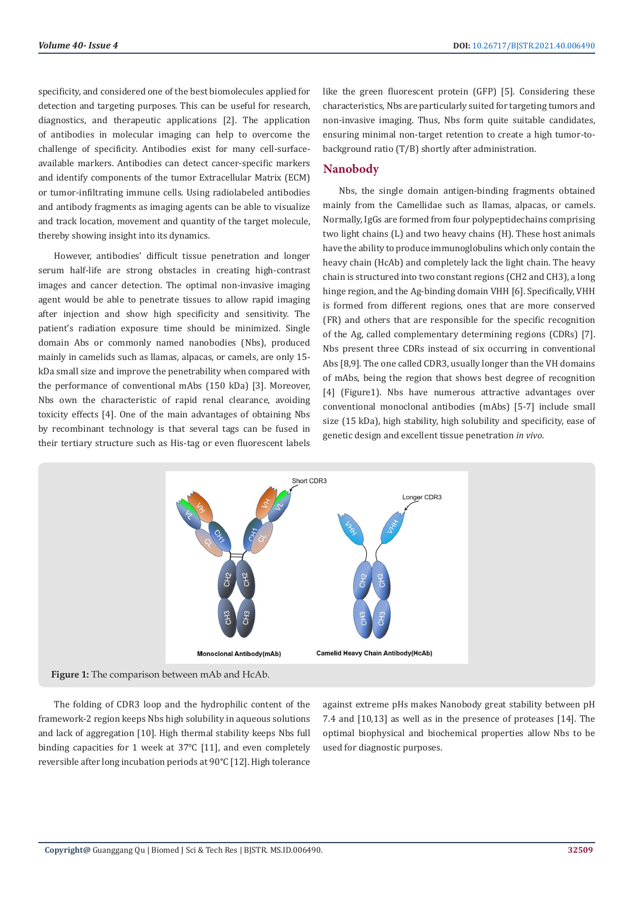specificity, and considered one of the best biomolecules applied for detection and targeting purposes. This can be useful for research, diagnostics, and therapeutic applications [2]. The application of antibodies in molecular imaging can help to overcome the challenge of specificity. Antibodies exist for many cell-surface-available markers. Antibodies can detect cancer-specific markers and identify components of the tumor Extracellular Matrix (ECM) or tumor-infiltrating immune cells. Using radiolabeled antibodies and antibody fragments as imaging agents can be able to visualize and track location, movement and quantity of the target molecule, thereby showing insight into its dynamics.

However, antibodies' difficult tissue penetration and longer serum half-life are strong obstacles in creating high-contrast images and cancer detection. The optimal non-invasive imaging agent would be able to penetrate tissues to allow rapid imaging after injection and show high specificity and sensitivity. The patient's radiation exposure time should be minimized. Single domain Abs or commonly named nanobodies (Nbs), produced mainly in camelids such as llamas, alpacas, or camels, are only 15-kDa small size and improve the penetrability when compared with the performance of conventional mAbs (150 kDa) [3]. Moreover, Nbs own the characteristic of rapid renal clearance, avoiding toxicity effects [4]. One of the main advantages of obtaining Nbs by recombinant technology is that several tags can be fused in their tertiary structure such as His-tag or even fluorescent labels like the green fluorescent protein (GFP) [5]. Considering these characteristics, Nbs are particularly suited for targeting tumors and non-invasive imaging. Thus, Nbs form quite suitable candidates, ensuring minimal non-target retention to create a high tumor-to-background ratio (T/B) shortly after administration.

## Nanobody

Nbs, the single domain antigen-binding fragments obtained mainly from the Camellidae such as llamas, alpacas, or camels. Normally, IgGs are formed from four polypeptidechains comprising two light chains (L) and two heavy chains (H). These host animals have the ability to produce immunoglobulins which only contain the heavy chain (HcAb) and completely lack the light chain. The heavy chain is structured into two constant regions (CH2 and CH3), a long hinge region, and the Ag-binding domain VHH [6]. Specifically, VHH is formed from different regions, ones that are more conserved (FR) and others that are responsible for the specific recognition of the Ag, called complementary determining regions (CDRs) [7]. Nbs present three CDRs instead of six occurring in conventional Abs [8,9]. The one called CDR3, usually longer than the VH domains of mAbs, being the region that shows best degree of recognition [4] (Figure1). Nbs have numerous attractive advantages over conventional monoclonal antibodies (mAbs) [5-7] include small size (15 kDa), high stability, high solubility and specificity, ease of genetic design and excellent tissue penetration *in vivo*.

**Figure 1:** The comparison between mAb and HcAb.

The folding of CDR3 loop and the hydrophilic content of the framework-2 region keeps Nbs high solubility in aqueous solutions and lack of aggregation [10]. High thermal stability keeps Nbs full binding capacities for 1 week at 37°C [11], and even completely reversible after long incubation periods at 90°C [12]. High tolerance against extreme pHs makes Nanobody great stability between pH 7.4 and [10,13] as well as in the presence of proteases [14]. The optimal biophysical and biochemical properties allow Nbs to be used for diagnostic purposes.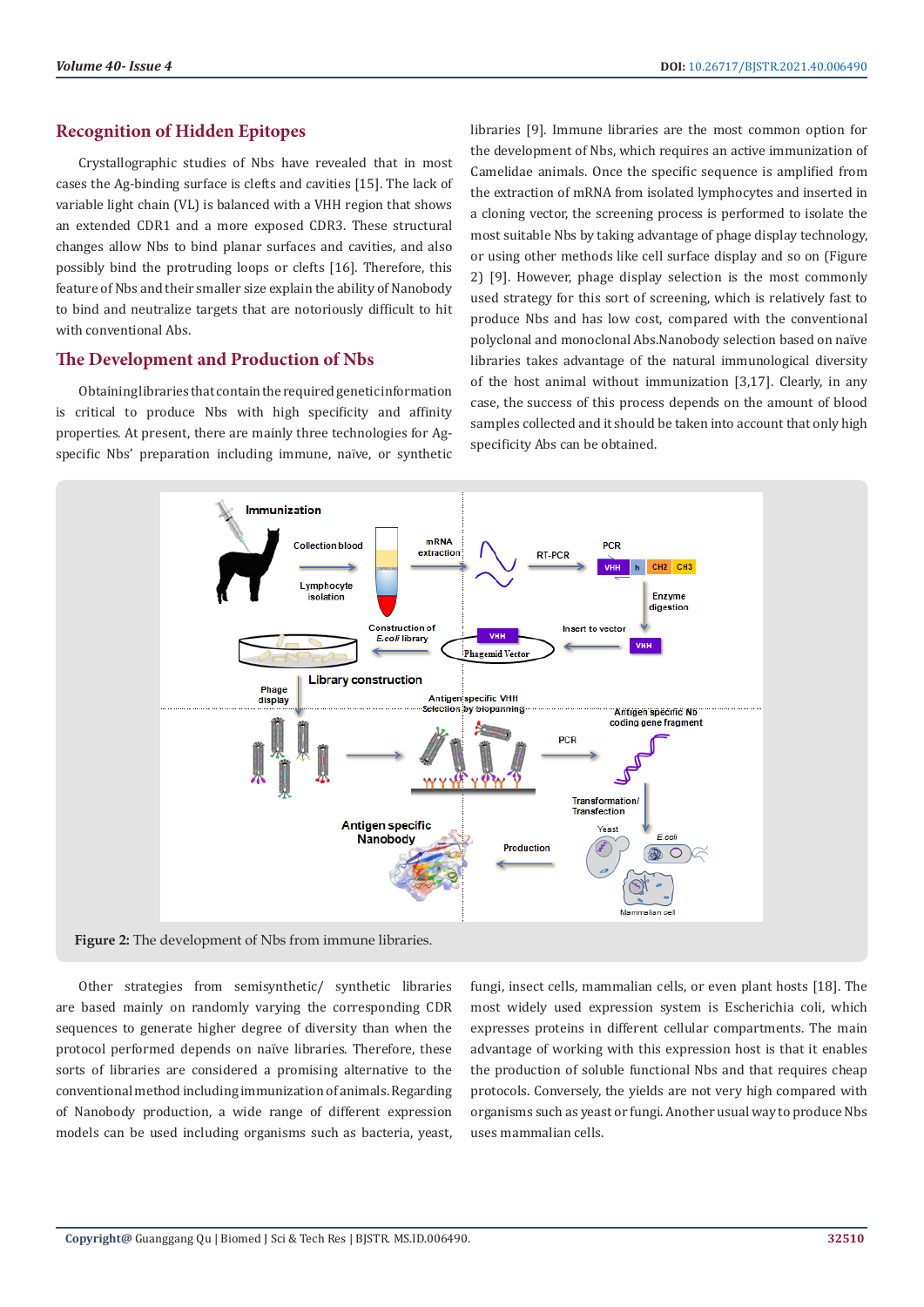## Recognition of Hidden Epitopes

Crystallographic studies of Nbs have revealed that in most cases the Ag-binding surface is clefts and cavities [15]. The lack of variable light chain (VL) is balanced with a VHH region that shows an extended CDR1 and a more exposed CDR3. These structural changes allow Nbs to bind planar surfaces and cavities, and also possibly bind the protruding loops or clefts [16]. Therefore, this feature of Nbs and their smaller size explain the ability of Nanobody to bind and neutralize targets that are notoriously difficult to hit with conventional Abs.

## The Development and Production of Nbs

Obtaining libraries that contain the required genetic information is critical to produce Nbs with high specificity and affinity properties. At present, there are mainly three technologies for Ag-specific Nbs' preparation including immune, naïve, or synthetic libraries [9]. Immune libraries are the most common option for the development of Nbs, which requires an active immunization of Camelidae animals. Once the specific sequence is amplified from the extraction of mRNA from isolated lymphocytes and inserted in a cloning vector, the screening process is performed to isolate the most suitable Nbs by taking advantage of phage display technology, or using other methods like cell surface display and so on (Figure 2) [9]. However, phage display selection is the most commonly used strategy for this sort of screening, which is relatively fast to produce Nbs and has low cost, compared with the conventional polyclonal and monoclonal Abs.Nanobody selection based on naïve libraries takes advantage of the natural immunological diversity of the host animal without immunization [3,17]. Clearly, in any case, the success of this process depends on the amount of blood samples collected and it should be taken into account that only high specificity Abs can be obtained.

**Figure 2:** The development of Nbs from immune libraries.

Other strategies from semisynthetic/ synthetic libraries are based mainly on randomly varying the corresponding CDR sequences to generate higher degree of diversity than when the protocol performed depends on naïve libraries. Therefore, these sorts of libraries are considered a promising alternative to the conventional method including immunization of animals. Regarding of Nanobody production, a wide range of different expression models can be used including organisms such as bacteria, yeast, fungi, insect cells, mammalian cells, or even plant hosts [18]. The most widely used expression system is Escherichia coli, which expresses proteins in different cellular compartments. The main advantage of working with this expression host is that it enables the production of soluble functional Nbs and that requires cheap protocols. Conversely, the yields are not very high compared with organisms such as yeast or fungi. Another usual way to produce Nbs uses mammalian cells.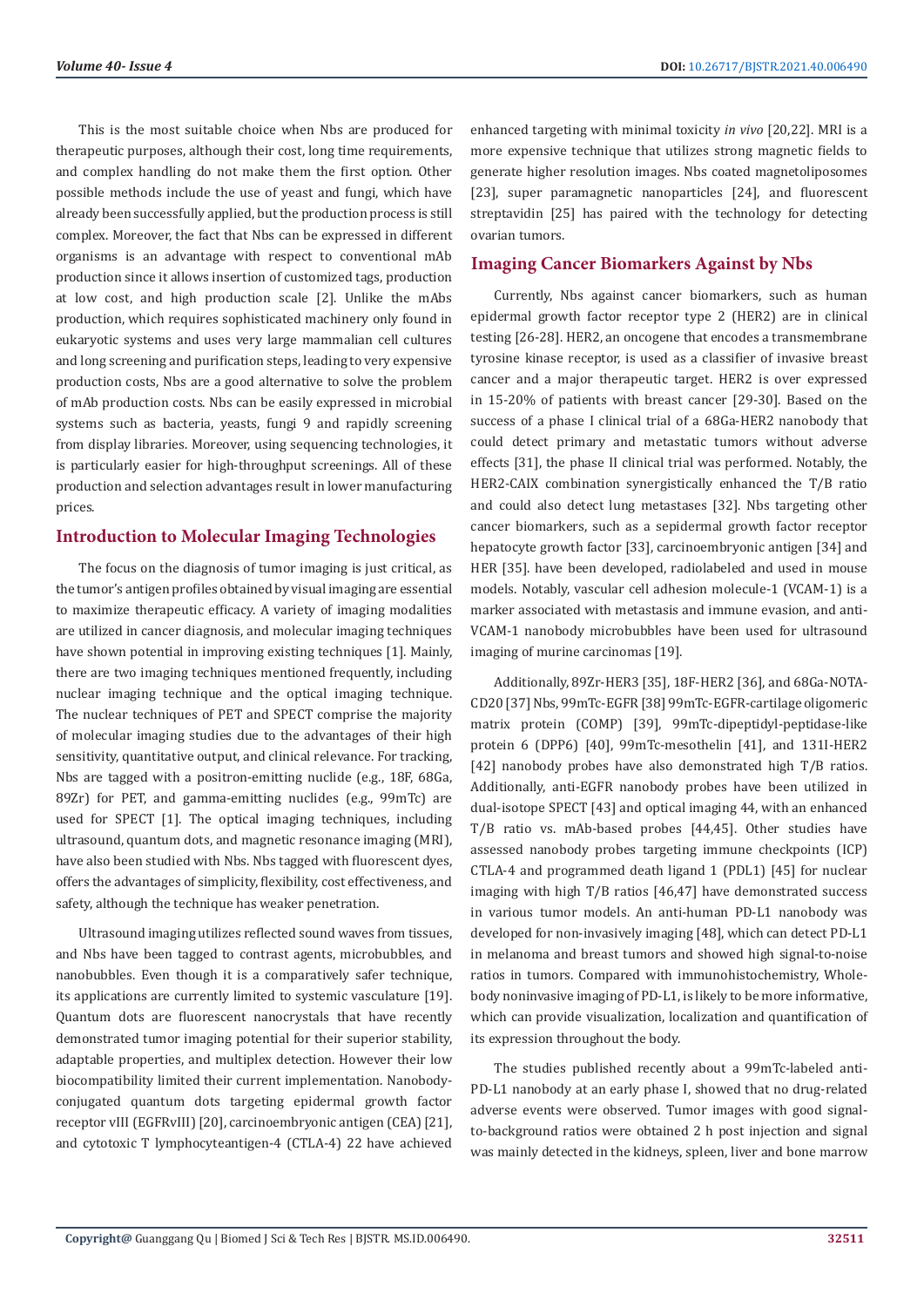This is the most suitable choice when Nbs are produced for therapeutic purposes, although their cost, long time requirements, and complex handling do not make them the first option. Other possible methods include the use of yeast and fungi, which have already been successfully applied, but the production process is still complex. Moreover, the fact that Nbs can be expressed in different organisms is an advantage with respect to conventional mAb production since it allows insertion of customized tags, production at low cost, and high production scale [2]. Unlike the mAbs production, which requires sophisticated machinery only found in eukaryotic systems and uses very large mammalian cell cultures and long screening and purification steps, leading to very expensive production costs, Nbs are a good alternative to solve the problem of mAb production costs. Nbs can be easily expressed in microbial systems such as bacteria, yeasts, fungi 9 and rapidly screening from display libraries. Moreover, using sequencing technologies, it is particularly easier for high-throughput screenings. All of these production and selection advantages result in lower manufacturing prices.

## Introduction to Molecular Imaging Technologies

The focus on the diagnosis of tumor imaging is just critical, as the tumor's antigen profiles obtained by visual imaging are essential to maximize therapeutic efficacy. A variety of imaging modalities are utilized in cancer diagnosis, and molecular imaging techniques have shown potential in improving existing techniques [1]. Mainly, there are two imaging techniques mentioned frequently, including nuclear imaging technique and the optical imaging technique. The nuclear techniques of PET and SPECT comprise the majority of molecular imaging studies due to the advantages of their high sensitivity, quantitative output, and clinical relevance. For tracking, Nbs are tagged with a positron-emitting nuclide (e.g., 18F, 68Ga, 89Zr) for PET, and gamma-emitting nuclides (e.g., 99mTc) are used for SPECT [1]. The optical imaging techniques, including ultrasound, quantum dots, and magnetic resonance imaging (MRI), have also been studied with Nbs. Nbs tagged with fluorescent dyes, offers the advantages of simplicity, flexibility, cost effectiveness, and safety, although the technique has weaker penetration.

Ultrasound imaging utilizes reflected sound waves from tissues, and Nbs have been tagged to contrast agents, microbubbles, and nanobubbles. Even though it is a comparatively safer technique, its applications are currently limited to systemic vasculature [19]. Quantum dots are fluorescent nanocrystals that have recently demonstrated tumor imaging potential for their superior stability, adaptable properties, and multiplex detection. However their low biocompatibility limited their current implementation. Nanobody-conjugated quantum dots targeting epidermal growth factor receptor vIII (EGFRvIII) [20], carcinoembryonic antigen (CEA) [21], and cytotoxic T lymphocyteantigen-4 (CTLA-4) 22 have achieved enhanced targeting with minimal toxicity *in vivo* [20,22]. MRI is a more expensive technique that utilizes strong magnetic fields to generate higher resolution images. Nbs coated magnetoliposomes [23], super paramagnetic nanoparticles [24], and fluorescent streptavidin [25] has paired with the technology for detecting ovarian tumors.

## Imaging Cancer Biomarkers Against by Nbs

Currently, Nbs against cancer biomarkers, such as human epidermal growth factor receptor type 2 (HER2) are in clinical testing [26-28]. HER2, an oncogene that encodes a transmembrane tyrosine kinase receptor, is used as a classifier of invasive breast cancer and a major therapeutic target. HER2 is over expressed in 15-20% of patients with breast cancer [29-30]. Based on the success of a phase I clinical trial of a 68Ga-HER2 nanobody that could detect primary and metastatic tumors without adverse effects [31], the phase II clinical trial was performed. Notably, the HER2-CAIX combination synergistically enhanced the T/B ratio and could also detect lung metastases [32]. Nbs targeting other cancer biomarkers, such as a sepidermal growth factor receptor hepatocyte growth factor [33], carcinoembryonic antigen [34] and HER [35]. have been developed, radiolabeled and used in mouse models. Notably, vascular cell adhesion molecule-1 (VCAM-1) is a marker associated with metastasis and immune evasion, and anti-VCAM-1 nanobody microbubbles have been used for ultrasound imaging of murine carcinomas [19].

Additionally, 89Zr-HER3 [35], 18F-HER2 [36], and 68Ga-NOTA-CD20 [37] Nbs, 99mTc-EGFR [38] 99mTc-EGFR-cartilage oligomeric matrix protein (COMP) [39], 99mTc-dipeptidyl-peptidase-like protein 6 (DPP6) [40], 99mTc-mesothelin [41], and 131I-HER2 [42] nanobody probes have also demonstrated high T/B ratios. Additionally, anti-EGFR nanobody probes have been utilized in dual-isotope SPECT [43] and optical imaging 44, with an enhanced T/B ratio vs. mAb-based probes [44,45]. Other studies have assessed nanobody probes targeting immune checkpoints (ICP) CTLA-4 and programmed death ligand 1 (PDL1) [45] for nuclear imaging with high T/B ratios [46,47] have demonstrated success in various tumor models. An anti-human PD-L1 nanobody was developed for non-invasively imaging [48], which can detect PD-L1 in melanoma and breast tumors and showed high signal-to-noise ratios in tumors. Compared with immunohistochemistry, Whole-body noninvasive imaging of PD-L1, is likely to be more informative, which can provide visualization, localization and quantification of its expression throughout the body.

The studies published recently about a 99mTc-labeled anti-PD-L1 nanobody at an early phase I, showed that no drug-related adverse events were observed. Tumor images with good signal-to-background ratios were obtained 2 h post injection and signal was mainly detected in the kidneys, spleen, liver and bone marrow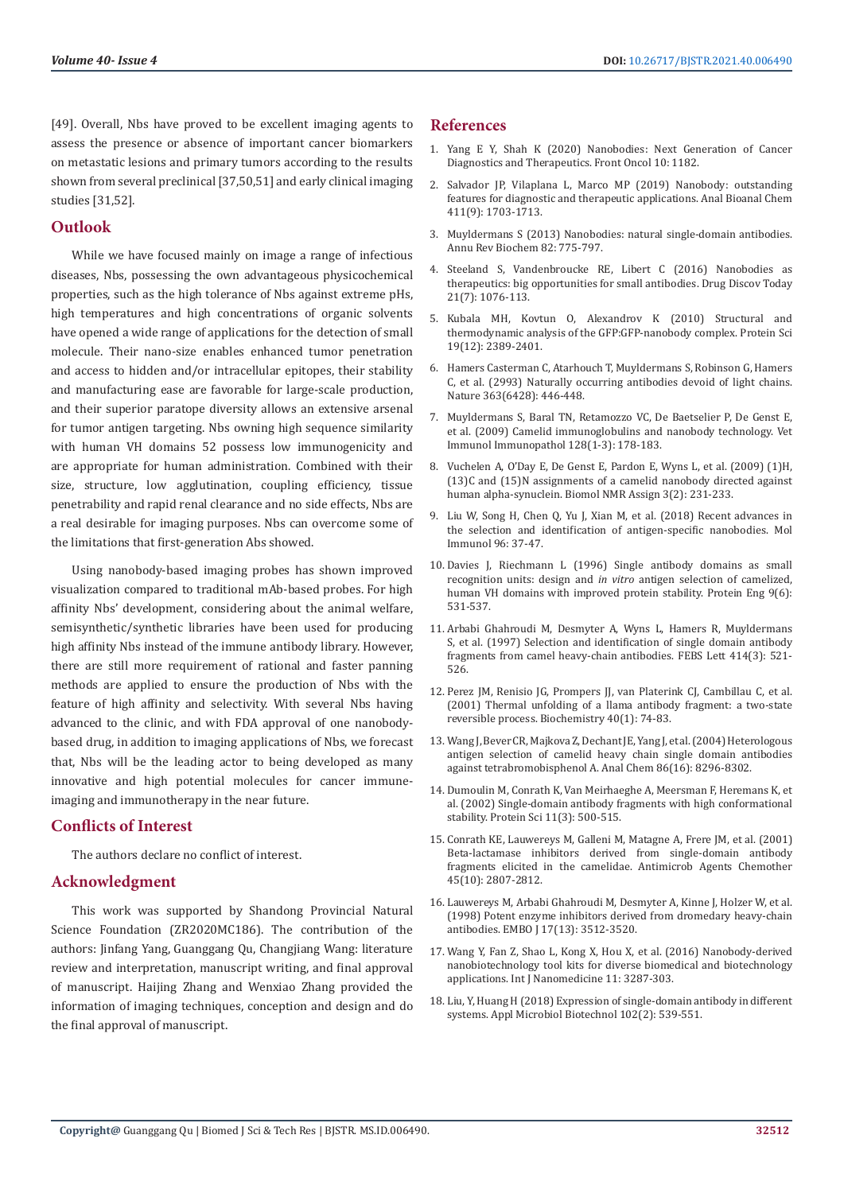[49]. Overall, Nbs have proved to be excellent imaging agents to assess the presence or absence of important cancer biomarkers on metastatic lesions and primary tumors according to the results shown from several preclinical [37,50,51] and early clinical imaging studies [31,52].

## Outlook

While we have focused mainly on image a range of infectious diseases, Nbs, possessing the own advantageous physicochemical properties, such as the high tolerance of Nbs against extreme pHs, high temperatures and high concentrations of organic solvents have opened a wide range of applications for the detection of small molecule. Their nano-size enables enhanced tumor penetration and access to hidden and/or intracellular epitopes, their stability and manufacturing ease are favorable for large-scale production, and their superior paratope diversity allows an extensive arsenal for tumor antigen targeting. Nbs owning high sequence similarity with human VH domains 52 possess low immunogenicity and are appropriate for human administration. Combined with their size, structure, low agglutination, coupling efficiency, tissue penetrability and rapid renal clearance and no side effects, Nbs are a real desirable for imaging purposes. Nbs can overcome some of the limitations that first-generation Abs showed.

Using nanobody-based imaging probes has shown improved visualization compared to traditional mAb-based probes. For high affinity Nbs' development, considering about the animal welfare, semisynthetic/synthetic libraries have been used for producing high affinity Nbs instead of the immune antibody library. However, there are still more requirement of rational and faster panning methods are applied to ensure the production of Nbs with the feature of high affinity and selectivity. With several Nbs having advanced to the clinic, and with FDA approval of one nanobody-based drug, in addition to imaging applications of Nbs, we forecast that, Nbs will be the leading actor to being developed as many innovative and high potential molecules for cancer immune-imaging and immunotherapy in the near future.

## Conflicts of Interest

The authors declare no conflict of interest.

## Acknowledgment

This work was supported by Shandong Provincial Natural Science Foundation (ZR2020MC186). The contribution of the authors: Jinfang Yang, Guanggang Qu, Changjiang Wang: literature review and interpretation, manuscript writing, and final approval of manuscript. Haijing Zhang and Wenxiao Zhang provided the information of imaging techniques, conception and design and do the final approval of manuscript.

## References

1. Yang E Y, Shah K (2020) Nanobodies: Next Generation of Cancer Diagnostics and Therapeutics. Front Oncol 10: 1182.
2. Salvador JP, Vilaplana L, Marco MP (2019) Nanobody: outstanding features for diagnostic and therapeutic applications. Anal Bioanal Chem 411(9): 1703-1713.
3. Muyldermans S (2013) Nanobodies: natural single-domain antibodies. Annu Rev Biochem 82: 775-797.
4. Steeland S, Vandenbroucke RE, Libert C (2016) Nanobodies as therapeutics: big opportunities for small antibodies. Drug Discov Today 21(7): 1076-113.
5. Kubala MH, Kovtun O, Alexandrov K (2010) Structural and thermodynamic analysis of the GFP:GFP-nanobody complex. Protein Sci 19(12): 2389-2401.
6. Hamers Casterman C, Atarhouch T, Muyldermans S, Robinson G, Hamers C, et al. (2993) Naturally occurring antibodies devoid of light chains. Nature 363(6428): 446-448.
7. Muyldermans S, Baral TN, Retamozzo VC, De Baetselier P, De Genst E, et al. (2009) Camelid immunoglobulins and nanobody technology. Vet Immunol Immunopathol 128(1-3): 178-183.
8. Vuchelen A, O'Day E, De Genst E, Pardon E, Wyns L, et al. (2009) (1)H, (13)C and (15)N assignments of a camelid nanobody directed against human alpha-synuclein. Biomol NMR Assign 3(2): 231-233.
9. Liu W, Song H, Chen Q, Yu J, Xian M, et al. (2018) Recent advances in the selection and identification of antigen-specific nanobodies. Mol Immunol 96: 37-47.
10. Davies J, Riechmann L (1996) Single antibody domains as small recognition units: design and *in vitro* antigen selection of camelized, human VH domains with improved protein stability. Protein Eng 9(6): 531-537.
11. Arbabi Ghahroudi M, Desmyter A, Wyns L, Hamers R, Muyldermans S, et al. (1997) Selection and identification of single domain antibody fragments from camel heavy-chain antibodies. FEBS Lett 414(3): 521-526.
12. Perez JM, Renisio JG, Prompers JJ, van Platerink CJ, Cambillau C, et al. (2001) Thermal unfolding of a llama antibody fragment: a two-state reversible process. Biochemistry 40(1): 74-83.
13. Wang J, Bever CR, Majkova Z, Dechant JE, Yang J, et al. (2004) Heterologous antigen selection of camelid heavy chain single domain antibodies against tetrabromobisphenol A. Anal Chem 86(16): 8296-8302.
14. Dumoulin M, Conrath K, Van Meirhaeghe A, Meersman F, Heremans K, et al. (2002) Single-domain antibody fragments with high conformational stability. Protein Sci 11(3): 500-515.
15. Conrath KE, Lauwereys M, Galleni M, Matagne A, Frere JM, et al. (2001) Beta-lactamase inhibitors derived from single-domain antibody fragments elicited in the camelidae. Antimicrob Agents Chemother 45(10): 2807-2812.
16. Lauwereys M, Arbabi Ghahroudi M, Desmyter A, Kinne J, Holzer W, et al. (1998) Potent enzyme inhibitors derived from dromedary heavy-chain antibodies. EMBO J 17(13): 3512-3520.
17. Wang Y, Fan Z, Shao L, Kong X, Hou X, et al. (2016) Nanobody-derived nanobiotechnology tool kits for diverse biomedical and biotechnology applications. Int J Nanomedicine 11: 3287-303.
18. Liu, Y, Huang H (2018) Expression of single-domain antibody in different systems. Appl Microbiol Biotechnol 102(2): 539-551.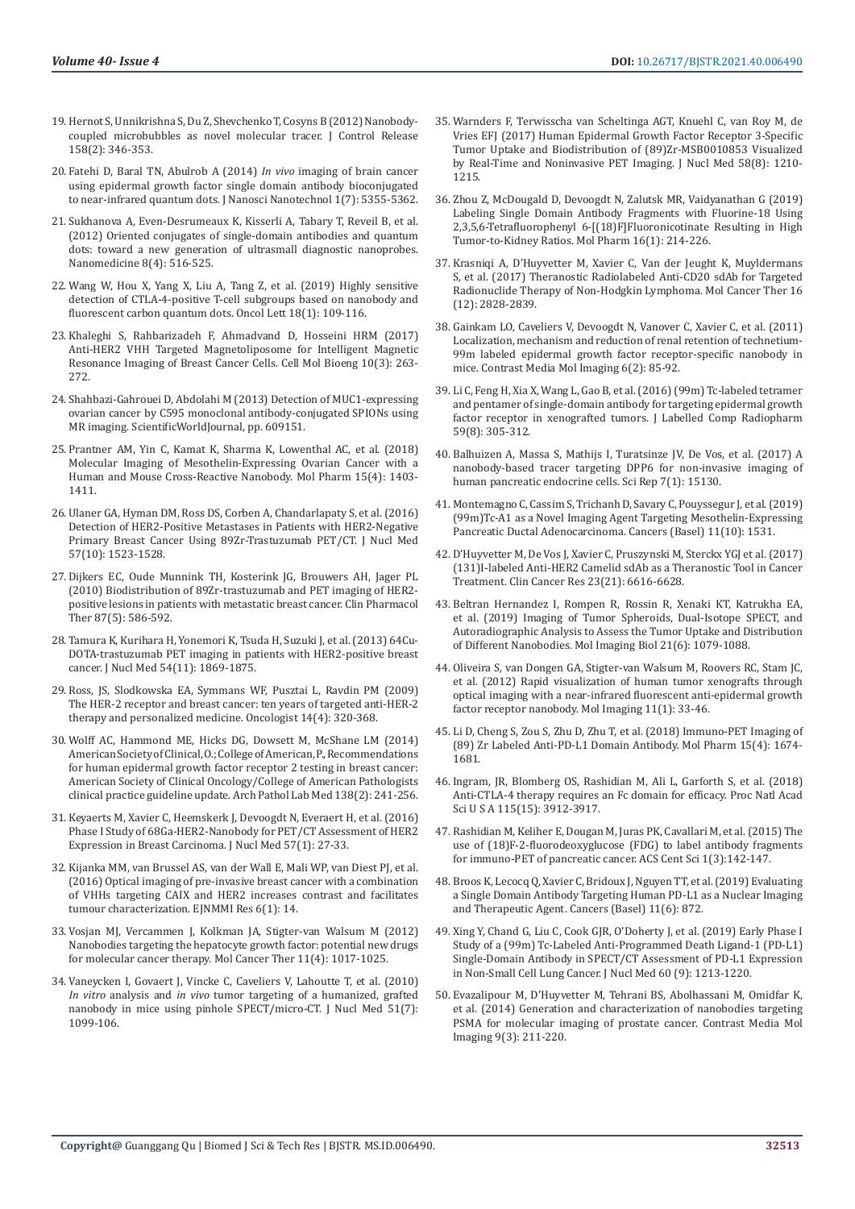19. Hernot S, Unnikrishna S, Du Z, Shevchenko T, Cosyns B (2012) Nanobody-coupled microbubbles as novel molecular tracer. J Control Release 158(2): 346-353.
20. Fatehi D, Baral TN, Abulrob A (2014) *In vivo* imaging of brain cancer using epidermal growth factor single domain antibody bioconjugated to near-infrared quantum dots. J Nanosci Nanotechnol 1(7): 5355-5362.
21. Sukhanova A, Even-Desrumeaux K, Kisserli A, Tabary T, Reveil B, et al. (2012) Oriented conjugates of single-domain antibodies and quantum dots: toward a new generation of ultrasmall diagnostic nanoprobes. Nanomedicine 8(4): 516-525.
22. Wang W, Hou X, Yang X, Liu A, Tang Z, et al. (2019) Highly sensitive detection of CTLA-4-positive T-cell subgroups based on nanobody and fluorescent carbon quantum dots. Oncol Lett 18(1): 109-116.
23. Khaleghi S, Rahbarizadeh F, Ahmadvand D, Hosseini HRM (2017) Anti-HER2 VHH Targeted Magnetoliposome for Intelligent Magnetic Resonance Imaging of Breast Cancer Cells. Cell Mol Bioeng 10(3): 263-272.
24. Shahbazi-Gahrouei D, Abdolahi M (2013) Detection of MUC1-expressing ovarian cancer by C595 monoclonal antibody-conjugated SPIONs using MR imaging. ScientificWorldJournal, pp. 609151.
25. Prantner AM, Yin C, Kamat K, Sharma K, Lowenthal AC, et al. (2018) Molecular Imaging of Mesothelin-Expressing Ovarian Cancer with a Human and Mouse Cross-Reactive Nanobody. Mol Pharm 15(4): 1403-1411.
26. Ulaner GA, Hyman DM, Ross DS, Corben A, Chandarlapaty S, et al. (2016) Detection of HER2-Positive Metastases in Patients with HER2-Negative Primary Breast Cancer Using 89Zr-Trastuzumab PET/CT. J Nucl Med 57(10): 1523-1528.
27. Dijkers EC, Oude Munnink TH, Kosterink JG, Brouwers AH, Jager PL (2010) Biodistribution of 89Zr-trastuzumab and PET imaging of HER2-positive lesions in patients with metastatic breast cancer. Clin Pharmacol Ther 87(5): 586-592.
28. Tamura K, Kurihara H, Yonemori K, Tsuda H, Suzuki J, et al. (2013) 64Cu-DOTA-trastuzumab PET imaging in patients with HER2-positive breast cancer. J Nucl Med 54(11): 1869-1875.
29. Ross, JS, Slodkowska EA, Symmans WF, Pusztai L, Ravdin PM (2009) The HER-2 receptor and breast cancer: ten years of targeted anti-HER-2 therapy and personalized medicine. Oncologist 14(4): 320-368.
30. Wolff AC, Hammond ME, Hicks DG, Dowsett M, McShane LM (2014) American Society of Clinical, O.; College of American, P., Recommendations for human epidermal growth factor receptor 2 testing in breast cancer: American Society of Clinical Oncology/College of American Pathologists clinical practice guideline update. Arch Pathol Lab Med 138(2): 241-256.
31. Keyaerts M, Xavier C, Heemskerk J, Devoogdt N, Everaert H, et al. (2016) Phase I Study of 68Ga-HER2-Nanobody for PET/CT Assessment of HER2 Expression in Breast Carcinoma. J Nucl Med 57(1): 27-33.
32. Kijanka MM, van Brussel AS, van der Wall E, Mali WP, van Diest PJ, et al. (2016) Optical imaging of pre-invasive breast cancer with a combination of VHHs targeting CAIX and HER2 increases contrast and facilitates tumour characterization. EJNMMI Res 6(1): 14.
33. Vosjan MJ, Vercammen J, Kolkman JA, Stigter-van Walsum M (2012) Nanobodies targeting the hepatocyte growth factor: potential new drugs for molecular cancer therapy. Mol Cancer Ther 11(4): 1017-1025.
34. Vaneycken I, Govaert J, Vincke C, Caveliers V, Lahoutte T, et al. (2010) *In vitro* analysis and *in vivo* tumor targeting of a humanized, grafted nanobody in mice using pinhole SPECT/micro-CT. J Nucl Med 51(7): 1099-106.
35. Warnders F, Terwisscha van Scheltinga AGT, Knuehl C, van Roy M, de Vries EFJ (2017) Human Epidermal Growth Factor Receptor 3-Specific Tumor Uptake and Biodistribution of (89)Zr-MSB0010853 Visualized by Real-Time and Noninvasive PET Imaging. J Nucl Med 58(8): 1210-1215.
36. Zhou Z, McDougald D, Devoogdt N, Zalutsk MR, Vaidyanathan G (2019) Labeling Single Domain Antibody Fragments with Fluorine-18 Using 2,3,5,6-Tetrafluorophenyl 6-[(18)F]Fluoronicotinate Resulting in High Tumor-to-Kidney Ratios. Mol Pharm 16(1): 214-226.
37. Krasniqi A, D'Huyvetter M, Xavier C, Van der Jeught K, Muyldermans S, et al. (2017) Theranostic Radiolabeled Anti-CD20 sdAb for Targeted Radionuclide Therapy of Non-Hodgkin Lymphoma. Mol Cancer Ther 16 (12): 2828-2839.
38. Gainkam LO, Caveliers V, Devoogdt N, Vanover C, Xavier C, et al. (2011) Localization, mechanism and reduction of renal retention of technetium-99m labeled epidermal growth factor receptor-specific nanobody in mice. Contrast Media Mol Imaging 6(2): 85-92.
39. Li C, Feng H, Xia X, Wang L, Gao B, et al. (2016) (99m) Tc-labeled tetramer and pentamer of single-domain antibody for targeting epidermal growth factor receptor in xenografted tumors. J Labelled Comp Radiopharm 59(8): 305-312.
40. Balhuizen A, Massa S, Mathijs I, Turatsinze JV, De Vos, et al. (2017) A nanobody-based tracer targeting DPP6 for non-invasive imaging of human pancreatic endocrine cells. Sci Rep 7(1): 15130.
41. Montemagno C, Cassim S, Trichanh D, Savary C, Pouyssegur J, et al. (2019) (99m)Tc-A1 as a Novel Imaging Agent Targeting Mesothelin-Expressing Pancreatic Ductal Adenocarcinoma. Cancers (Basel) 11(10): 1531.
42. D'Huyvetter M, De Vos J, Xavier C, Pruszynski M, Sterckx YGJ et al. (2017) (131)I-labeled Anti-HER2 Camelid sdAb as a Theranostic Tool in Cancer Treatment. Clin Cancer Res 23(21): 6616-6628.
43. Beltran Hernandez I, Rompen R, Rossin R, Xenaki KT, Katrukha EA, et al. (2019) Imaging of Tumor Spheroids, Dual-Isotope SPECT, and Autoradiographic Analysis to Assess the Tumor Uptake and Distribution of Different Nanobodies. Mol Imaging Biol 21(6): 1079-1088.
44. Oliveira S, van Dongen GA, Stigter-van Walsum M, Roovers RC, Stam JC, et al. (2012) Rapid visualization of human tumor xenografts through optical imaging with a near-infrared fluorescent anti-epidermal growth factor receptor nanobody. Mol Imaging 11(1): 33-46.
45. Li D, Cheng S, Zou S, Zhu D, Zhu T, et al. (2018) Immuno-PET Imaging of (89) Zr Labeled Anti-PD-L1 Domain Antibody. Mol Pharm 15(4): 1674-1681.
46. Ingram, JR, Blomberg OS, Rashidian M, Ali L, Garforth S, et al. (2018) Anti-CTLA-4 therapy requires an Fc domain for efficacy. Proc Natl Acad Sci U S A 115(15): 3912-3917.
47. Rashidian M, Keliher E, Dougan M, Juras PK, Cavallari M, et al. (2015) The use of (18)F-2-fluorodeoxyglucose (FDG) to label antibody fragments for immuno-PET of pancreatic cancer. ACS Cent Sci 1(3):142-147.
48. Broos K, Lecocq Q, Xavier C, Bridoux J, Nguyen TT, et al. (2019) Evaluating a Single Domain Antibody Targeting Human PD-L1 as a Nuclear Imaging and Therapeutic Agent. Cancers (Basel) 11(6): 872.
49. Xing Y, Chand G, Liu C, Cook GJR, O'Doherty J, et al. (2019) Early Phase I Study of a (99m) Tc-Labeled Anti-Programmed Death Ligand-1 (PD-L1) Single-Domain Antibody in SPECT/CT Assessment of PD-L1 Expression in Non-Small Cell Lung Cancer. J Nucl Med 60 (9): 1213-1220.
50. Evazalipour M, D'Huyvetter M, Tehrani BS, Abolhassani M, Omidfar K, et al. (2014) Generation and characterization of nanobodies targeting PSMA for molecular imaging of prostate cancer. Contrast Media Mol Imaging 9(3): 211-220.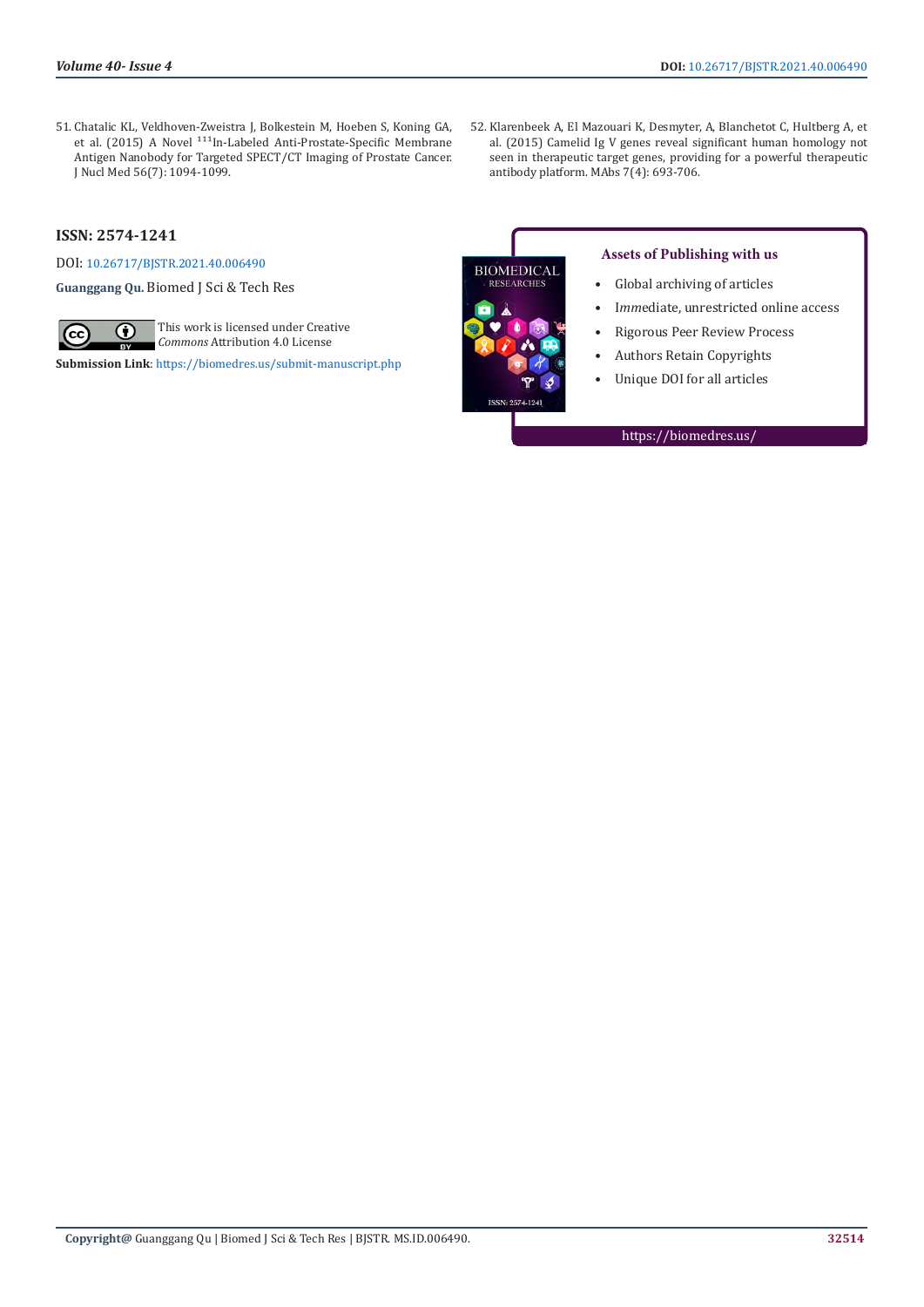51. Chatalic KL, Veldhoven-Zweistra J, Bolkestein M, Hoeben S, Koning GA, et al. (2015) A Novel [111]In-Labeled Anti-Prostate-Specific Membrane Antigen Nanobody for Targeted SPECT/CT Imaging of Prostate Cancer. J Nucl Med 56(7): 1094-1099.
52. Klarenbeek A, El Mazouari K, Desmyter, A, Blanchetot C, Hultberg A, et al. (2015) Camelid Ig V genes reveal significant human homology not seen in therapeutic target genes, providing for a powerful therapeutic antibody platform. MAbs 7(4): 693-706.

**ISSN: 2574-1241**

DOI: 10.26717/BJSTR.2021.40.006490

**Guanggang Qu.** Biomed J Sci & Tech Res

This work is licensed under Creative *Commons* Attribution 4.0 License

**Submission Link**: https://biomedres.us/submit-manuscript.php

BIOMEDICAL RESEARCHES

ISSN: 2574-1241

**Assets of Publishing with us**

- Global archiving of articles
- Immediate, unrestricted online access
- Rigorous Peer Review Process
- Authors Retain Copyrights
- Unique DOI for all articles

https://biomedres.us/